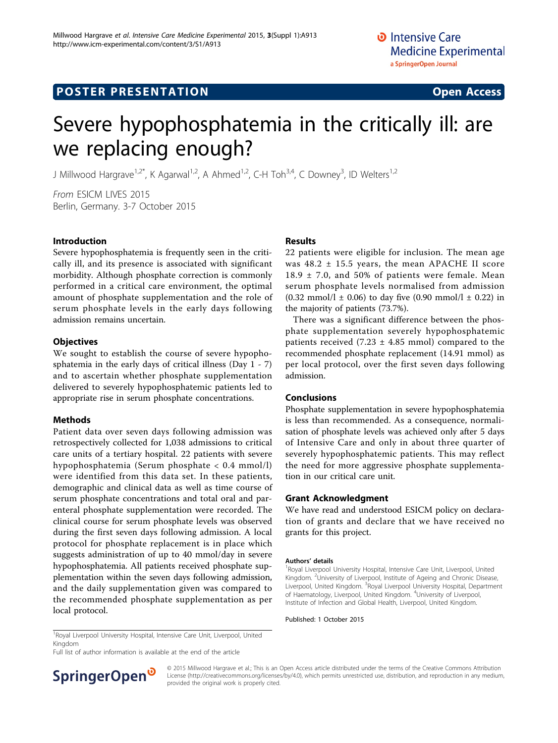## POSTER PRESENTATION

Open Access

# Severe hypophosphatemia in the critically ill: are we replacing enough?

J Millwood Hargrave[1,2*], K Agarwal[1,2], A Ahmed[1,2], C-H Toh[3,4], C Downey[3], ID Welters[1,2]

*From* ESICM LIVES 2015
Berlin, Germany. 3-7 October 2015

### Introduction

Severe hypophosphatemia is frequently seen in the critically ill, and its presence is associated with significant morbidity. Although phosphate correction is commonly performed in a critical care environment, the optimal amount of phosphate supplementation and the role of serum phosphate levels in the early days following admission remains uncertain.

### Objectives

We sought to establish the course of severe hypophosphatemia in the early days of critical illness (Day 1 - 7) and to ascertain whether phosphate supplementation delivered to severely hypophosphatemic patients led to appropriate rise in serum phosphate concentrations.

### Methods

Patient data over seven days following admission was retrospectively collected for 1,038 admissions to critical care units of a tertiary hospital. 22 patients with severe hypophosphatemia (Serum phosphate < 0.4 mmol/l) were identified from this data set. In these patients, demographic and clinical data as well as time course of serum phosphate concentrations and total oral and parenteral phosphate supplementation were recorded. The clinical course for serum phosphate levels was observed during the first seven days following admission. A local protocol for phosphate replacement is in place which suggests administration of up to 40 mmol/day in severe hypophosphatemia. All patients received phosphate supplementation within the seven days following admission, and the daily supplementation given was compared to the recommended phosphate supplementation as per local protocol.

### Results

22 patients were eligible for inclusion. The mean age was 48.2 ± 15.5 years, the mean APACHE II score 18.9 ± 7.0, and 50% of patients were female. Mean serum phosphate levels normalised from admission (0.32 mmol/l ± 0.06) to day five (0.90 mmol/l ± 0.22) in the majority of patients (73.7%).

There was a significant difference between the phosphate supplementation severely hypophosphatemic patients received (7.23 ± 4.85 mmol) compared to the recommended phosphate replacement (14.91 mmol) as per local protocol, over the first seven days following admission.

### Conclusions

Phosphate supplementation in severe hypophosphatemia is less than recommended. As a consequence, normalisation of phosphate levels was achieved only after 5 days of Intensive Care and only in about three quarter of severely hypophosphatemic patients. This may reflect the need for more aggressive phosphate supplementation in our critical care unit.

### Grant Acknowledgment

We have read and understood ESICM policy on declaration of grants and declare that we have received no grants for this project.

#### Authors' details

[1]Royal Liverpool University Hospital, Intensive Care Unit, Liverpool, United Kingdom. [2]University of Liverpool, Institute of Ageing and Chronic Disease, Liverpool, United Kingdom. [3]Royal Liverpool University Hospital, Department of Haematology, Liverpool, United Kingdom. [4]University of Liverpool, Institute of Infection and Global Health, Liverpool, United Kingdom.

Published: 1 October 2015

[1]Royal Liverpool University Hospital, Intensive Care Unit, Liverpool, United Kingdom
Full list of author information is available at the end of the article

© 2015 Millwood Hargrave et al.; This is an Open Access article distributed under the terms of the Creative Commons Attribution License (http://creativecommons.org/licenses/by/4.0), which permits unrestricted use, distribution, and reproduction in any medium, provided the original work is properly cited.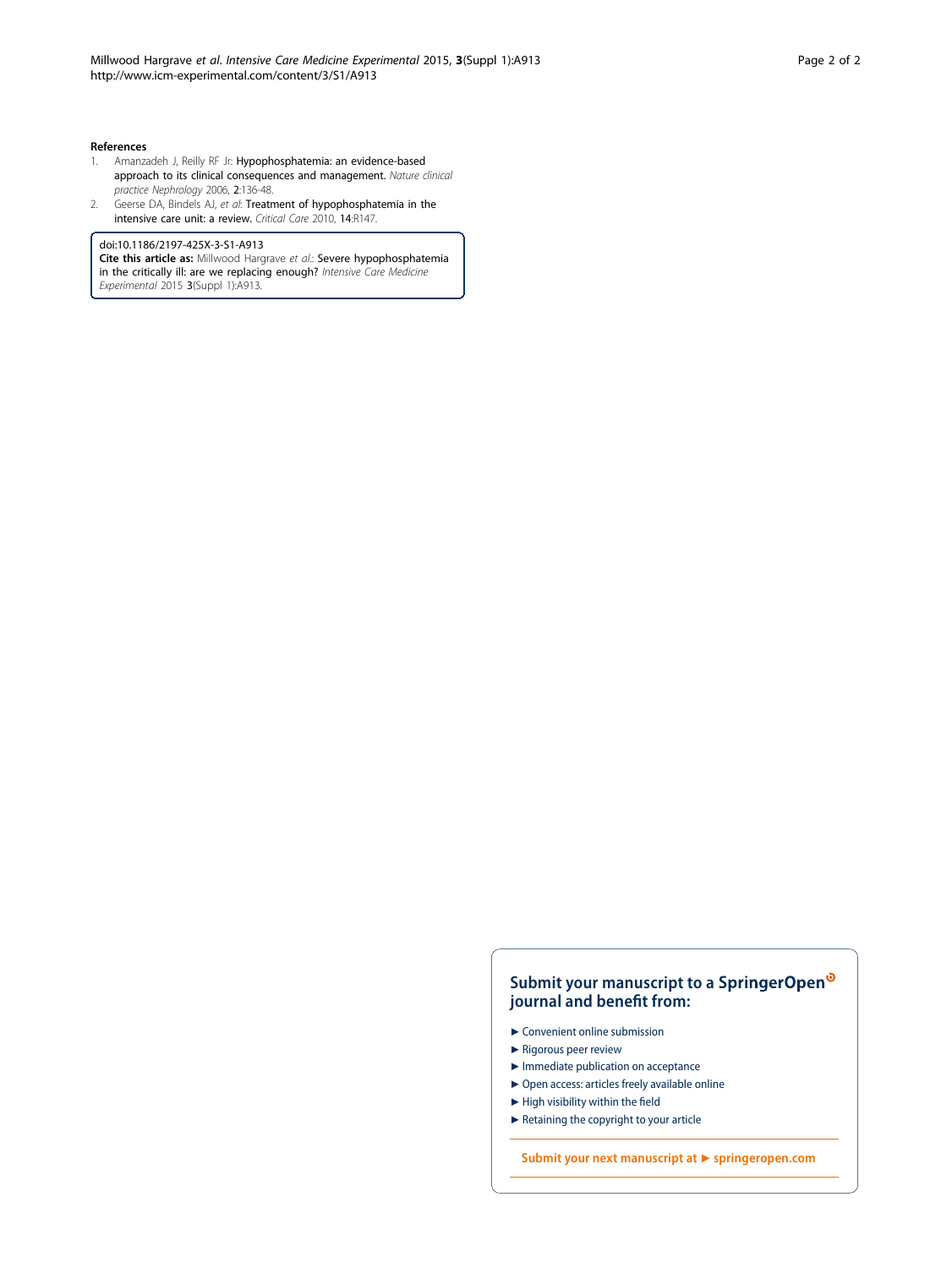### References

1. Amanzadeh J, Reilly RF Jr: **Hypophosphatemia: an evidence-based approach to its clinical consequences and management.** *Nature clinical practice Nephrology* 2006, **2**:136-48.
2. Geerse DA, Bindels AJ, *et al*: **Treatment of hypophosphatemia in the intensive care unit: a review.** *Critical Care* 2010, **14**:R147.

doi:10.1186/2197-425X-3-S1-A913

**Cite this article as:** Millwood Hargrave *et al.*: **Severe hypophosphatemia in the critically ill: are we replacing enough?** *Intensive Care Medicine Experimental* 2015 **3**(Suppl 1):A913.

**Submit your manuscript to a SpringerOpen journal and benefit from:**

- ► Convenient online submission
- ► Rigorous peer review
- ► Immediate publication on acceptance
- ► Open access: articles freely available online
- ► High visibility within the field
- ► Retaining the copyright to your article

**Submit your next manuscript at ► springeropen.com**